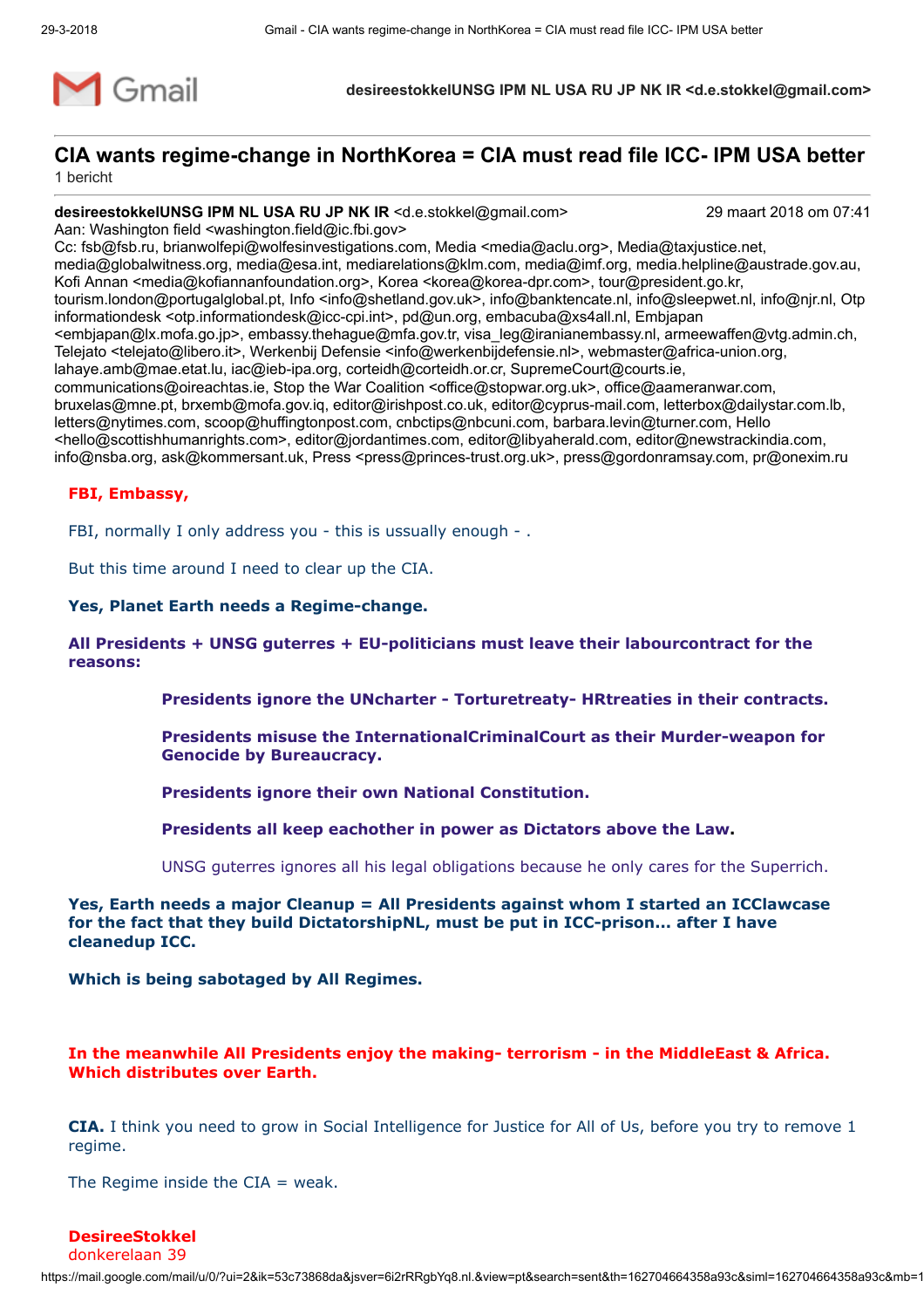Gmail

**desireestokkelUNSG IPM NL USA RU JP NK IR <d.e.stokkel@gmail.com>**

## CIA wants regime-change in NorthKorea = CIA must read file ICC- IPM USA better

1 bericht

**desireestokkelUNSG IPM NL USA RU JP NK IR** <d.e.stokkel@gmail.com> 29 maart 2018 om 07:41

Aan: Washington field <washington.field@ic.fbi.gov>

Cc: fsb@fsb.ru, brianwolfepi@wolfesinvestigations.com, Media <media@aclu.org>, Media@taxjustice.net, media@globalwitness.org, media@esa.int, mediarelations@klm.com, media@imf.org, media.helpline@austrade.gov.au, Kofi Annan <media@kofiannanfoundation.org>, Korea <korea@korea-dpr.com>, tour@president.go.kr, tourism.london@portugalglobal.pt, Info <info@shetland.gov.uk>, info@banktencate.nl, info@sleepwet.nl, info@njr.nl, Otp informationdesk <otp.informationdesk@icc-cpi.int>, pd@un.org, embacuba@xs4all.nl, Embjapan <embjapan@lx.mofa.go.jp>, embassy.thehague@mfa.gov.tr, visa_leg@iranianembassy.nl, armeewaffen@vtg.admin.ch, Telejato <telejato@libero.it>, Werkenbij Defensie <info@werkenbijdefensie.nl>, webmaster@africa-union.org, lahaye.amb@mae.etat.lu, iac@ieb-ipa.org, corteidh@corteidh.or.cr, SupremeCourt@courts.ie, communications@oireachtas.ie, Stop the War Coalition <office@stopwar.org.uk>, office@aameranwar.com, bruxelas@mne.pt, brxemb@mofa.gov.iq, editor@irishpost.co.uk, editor@cyprus-mail.com, letterbox@dailystar.com.lb, letters@nytimes.com, scoop@huffingtonpost.com, cnbctips@nbcuni.com, barbara.levin@turner.com, Hello <hello@scottishhumanrights.com>, editor@jordantimes.com, editor@libyaherald.com, editor@newstrackindia.com, info@nsba.org, ask@kommersant.uk, Press <press@princes-trust.org.uk>, press@gordonramsay.com, pr@onexim.ru

**FBI, Embassy,**

FBI, normally I only address you - this is ussually enough - .

But this time around I need to clear up the CIA.

**Yes, Planet Earth needs a Regime-change.**

**All Presidents + UNSG guterres + EU-politicians must leave their labourcontract for the reasons:**

> **Presidents ignore the UNcharter - Torturetreaty- HRtreaties in their contracts.**
>
> **Presidents misuse the InternationalCriminalCourt as their Murder-weapon for Genocide by Bureaucracy.**
>
> **Presidents ignore their own National Constitution.**
>
> **Presidents all keep eachother in power as Dictators above the Law.**
>
> UNSG guterres ignores all his legal obligations because he only cares for the Superrich.

**Yes, Earth needs a major Cleanup = All Presidents against whom I started an ICClawcase for the fact that they build DictatorshipNL, must be put in ICC-prison... after I have cleanedup ICC.**

**Which is being sabotaged by All Regimes.**

**In the meanwhile All Presidents enjoy the making- terrorism - in the MiddleEast & Africa. Which distributes over Earth.**

**CIA.** I think you need to grow in Social Intelligence for Justice for All of Us, before you try to remove 1 regime.

The Regime inside the CIA = weak.

**DesireeStokkel**
donkerelaan 39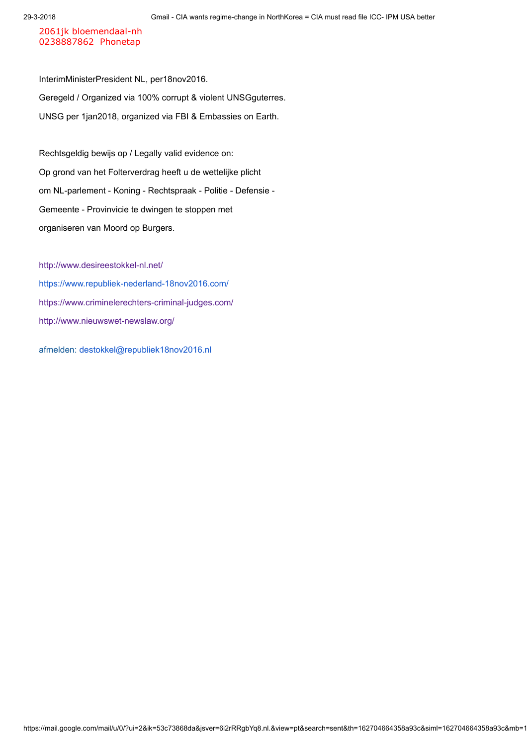2061jk bloemendaal-nh
0238887862 Phonetap

InterimMinisterPresident NL, per18nov2016.

Geregeld / Organized via 100% corrupt & violent UNSGguterres.

UNSG per 1jan2018, organized via FBI & Embassies on Earth.

Rechtsgeldig bewijs op / Legally valid evidence on:

Op grond van het Folterverdrag heeft u de wettelijke plicht

om NL-parlement - Koning - Rechtspraak - Politie - Defensie -

Gemeente - Provinvicie te dwingen te stoppen met

organiseren van Moord op Burgers.

http://www.desireestokkel-nl.net/

https://www.republiek-nederland-18nov2016.com/

https://www.criminelerechters-criminal-judges.com/

http://www.nieuwswet-newslaw.org/

afmelden: destokkel@republiek18nov2016.nl